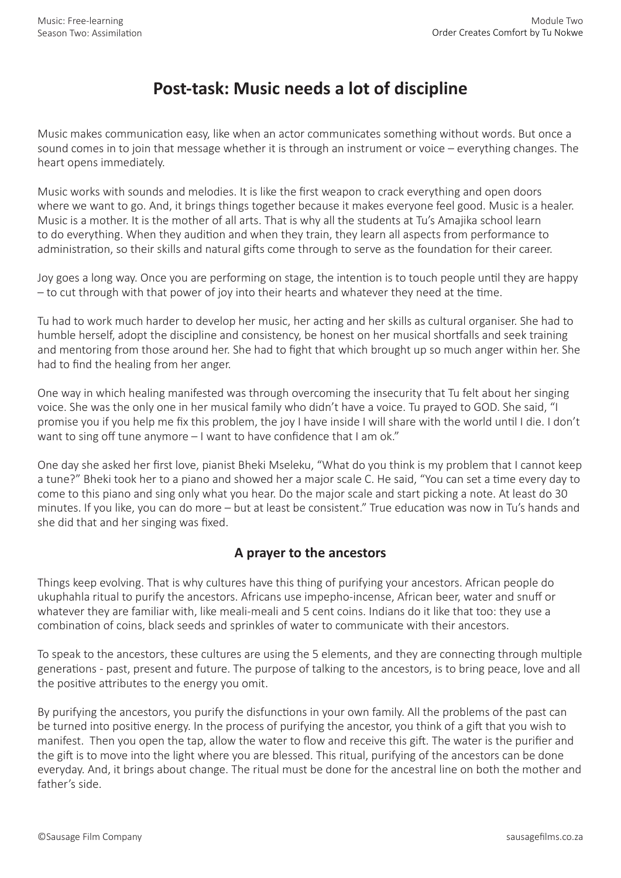# Post-task: Music needs a lot of discipline

Music makes communication easy, like when an actor communicates something without words. But once a sound comes in to join that message whether it is through an instrument or voice – everything changes. The heart opens immediately.

Music works with sounds and melodies. It is like the first weapon to crack everything and open doors where we want to go. And, it brings things together because it makes everyone feel good. Music is a healer. Music is a mother. It is the mother of all arts. That is why all the students at Tu's Amajika school learn to do everything. When they audition and when they train, they learn all aspects from performance to administration, so their skills and natural gifts come through to serve as the foundation for their career.

Joy goes a long way. Once you are performing on stage, the intention is to touch people until they are happy – to cut through with that power of joy into their hearts and whatever they need at the time.

Tu had to work much harder to develop her music, her acting and her skills as cultural organiser. She had to humble herself, adopt the discipline and consistency, be honest on her musical shortfalls and seek training and mentoring from those around her. She had to fight that which brought up so much anger within her. She had to find the healing from her anger.

One way in which healing manifested was through overcoming the insecurity that Tu felt about her singing voice. She was the only one in her musical family who didn't have a voice. Tu prayed to GOD. She said, "I promise you if you help me fix this problem, the joy I have inside I will share with the world until I die. I don't want to sing off tune anymore – I want to have confidence that I am ok."

One day she asked her first love, pianist Bheki Mseleku, "What do you think is my problem that I cannot keep a tune?" Bheki took her to a piano and showed her a major scale C. He said, "You can set a time every day to come to this piano and sing only what you hear. Do the major scale and start picking a note. At least do 30 minutes. If you like, you can do more – but at least be consistent." True education was now in Tu's hands and she did that and her singing was fixed.

## A prayer to the ancestors

Things keep evolving. That is why cultures have this thing of purifying your ancestors. African people do ukuphahla ritual to purify the ancestors. Africans use impepho-incense, African beer, water and snuff or whatever they are familiar with, like meali-meali and 5 cent coins. Indians do it like that too: they use a combination of coins, black seeds and sprinkles of water to communicate with their ancestors.

To speak to the ancestors, these cultures are using the 5 elements, and they are connecting through multiple generations - past, present and future. The purpose of talking to the ancestors, is to bring peace, love and all the positive attributes to the energy you omit.

By purifying the ancestors, you purify the disfunctions in your own family. All the problems of the past can be turned into positive energy. In the process of purifying the ancestor, you think of a gift that you wish to manifest. Then you open the tap, allow the water to flow and receive this gift. The water is the purifier and the gift is to move into the light where you are blessed. This ritual, purifying of the ancestors can be done everyday. And, it brings about change. The ritual must be done for the ancestral line on both the mother and father's side.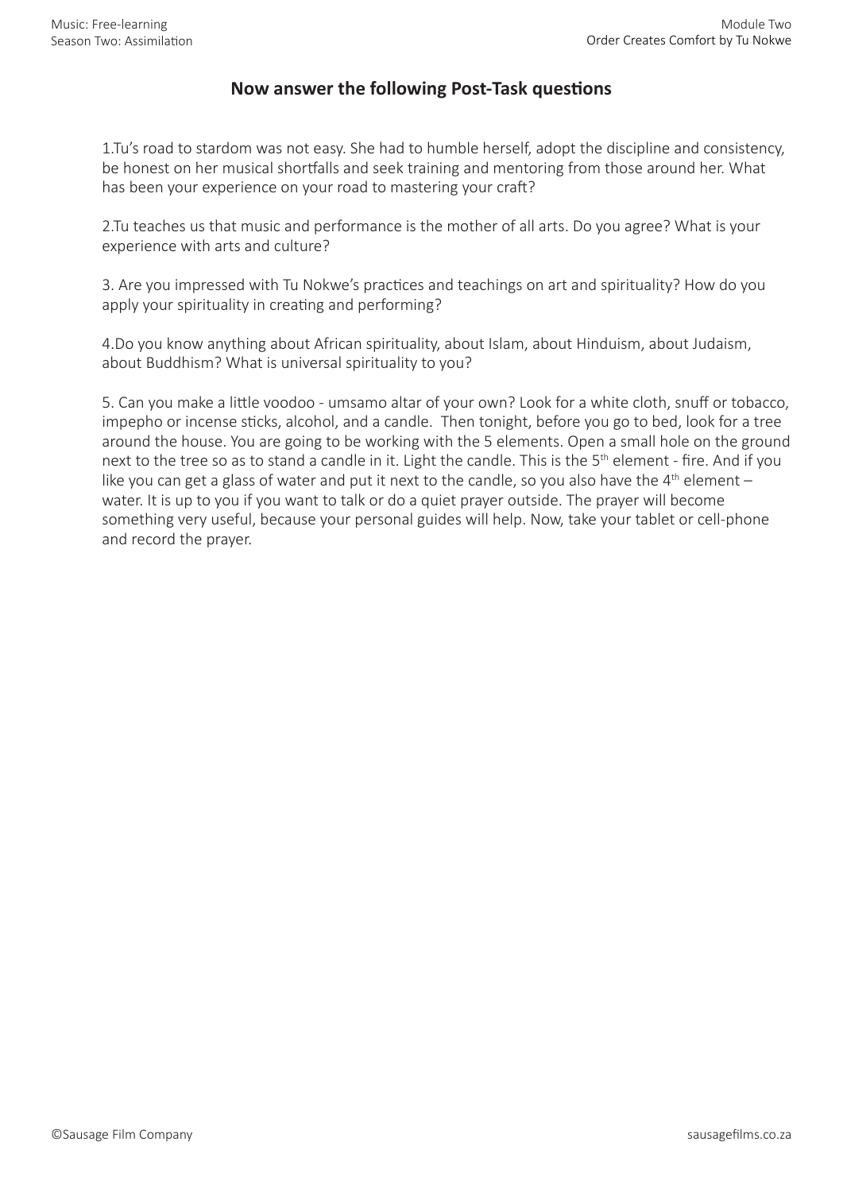## Now answer the following Post-Task questions

1.Tu's road to stardom was not easy. She had to humble herself, adopt the discipline and consistency, be honest on her musical shortfalls and seek training and mentoring from those around her. What has been your experience on your road to mastering your craft?

2.Tu teaches us that music and performance is the mother of all arts. Do you agree? What is your experience with arts and culture?

3. Are you impressed with Tu Nokwe's practices and teachings on art and spirituality? How do you apply your spirituality in creating and performing?

4.Do you know anything about African spirituality, about Islam, about Hinduism, about Judaism, about Buddhism? What is universal spirituality to you?

5. Can you make a little voodoo - umsamo altar of your own? Look for a white cloth, snuff or tobacco, impepho or incense sticks, alcohol, and a candle. Then tonight, before you go to bed, look for a tree around the house. You are going to be working with the 5 elements. Open a small hole on the ground next to the tree so as to stand a candle in it. Light the candle. This is the 5th element - fire. And if you like you can get a glass of water and put it next to the candle, so you also have the 4th element – water. It is up to you if you want to talk or do a quiet prayer outside. The prayer will become something very useful, because your personal guides will help. Now, take your tablet or cell-phone and record the prayer.